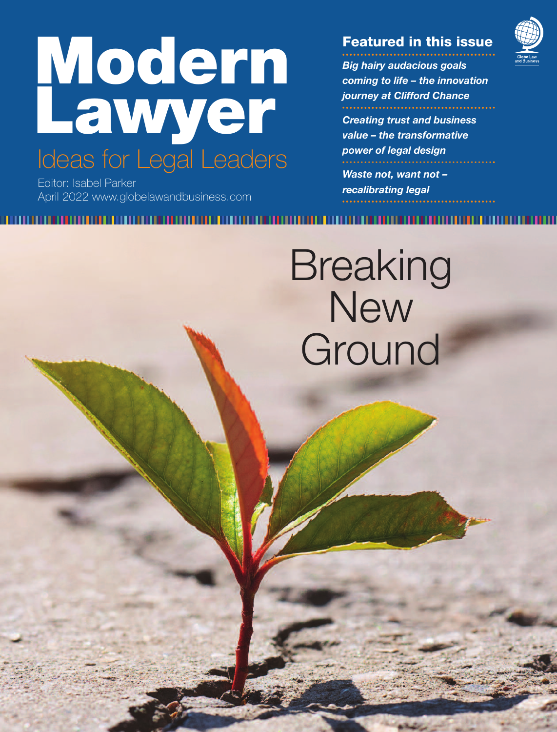# Modern Lawyer

## Ideas for Legal Leaders

Editor: Isabel Parker
April 2022 www.globelawandbusiness.com

### Featured in this issue

*Big hairy audacious goals coming to life – the innovation journey at Clifford Chance*

*Creating trust and business value – the transformative power of legal design*

*Waste not, want not – recalibrating legal*

Globe Law and Business

# Breaking New Ground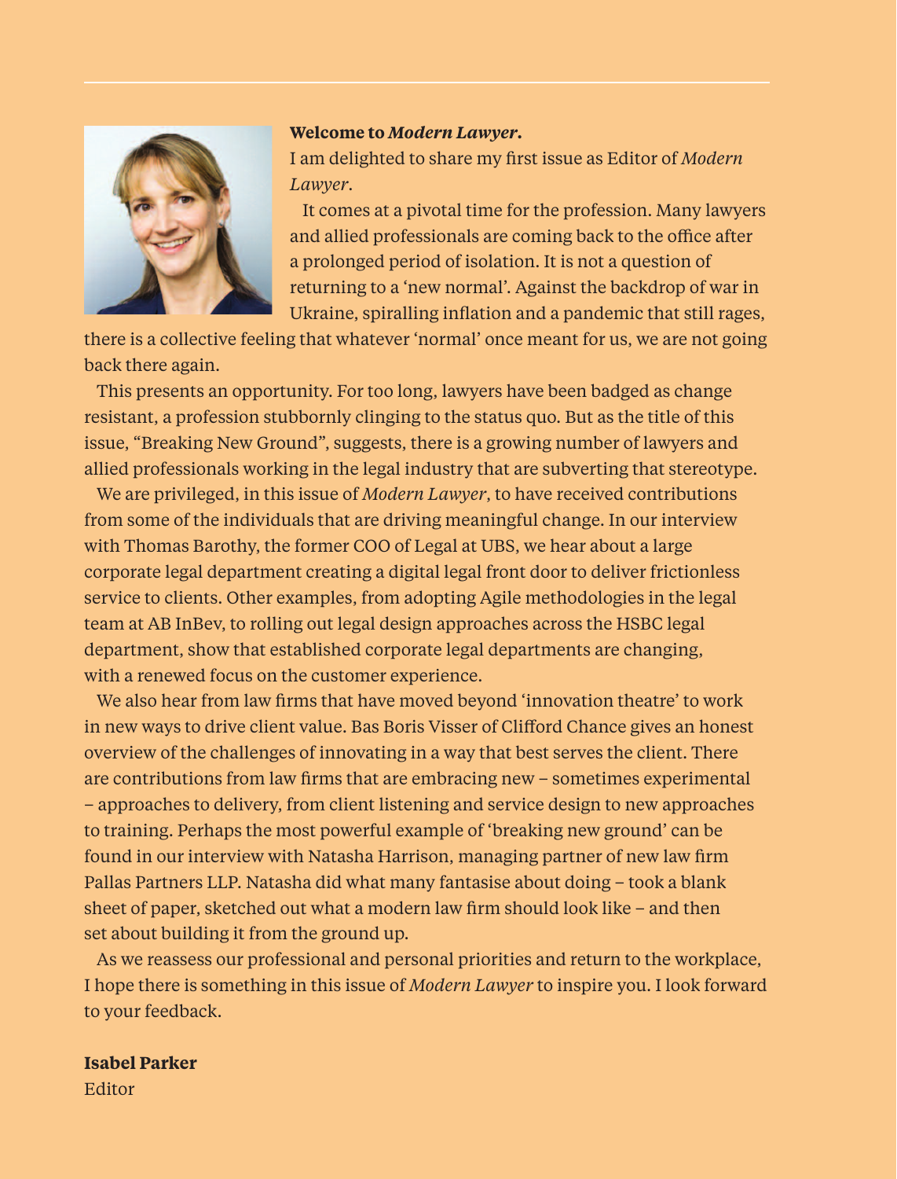**Welcome to *Modern Lawyer*.**

I am delighted to share my first issue as Editor of *Modern Lawyer*.

It comes at a pivotal time for the profession. Many lawyers and allied professionals are coming back to the office after a prolonged period of isolation. It is not a question of returning to a 'new normal'. Against the backdrop of war in Ukraine, spiralling inflation and a pandemic that still rages, there is a collective feeling that whatever 'normal' once meant for us, we are not going back there again.

This presents an opportunity. For too long, lawyers have been badged as change resistant, a profession stubbornly clinging to the status quo. But as the title of this issue, "Breaking New Ground", suggests, there is a growing number of lawyers and allied professionals working in the legal industry that are subverting that stereotype.

We are privileged, in this issue of *Modern Lawyer*, to have received contributions from some of the individuals that are driving meaningful change. In our interview with Thomas Barothy, the former COO of Legal at UBS, we hear about a large corporate legal department creating a digital legal front door to deliver frictionless service to clients. Other examples, from adopting Agile methodologies in the legal team at AB InBev, to rolling out legal design approaches across the HSBC legal department, show that established corporate legal departments are changing, with a renewed focus on the customer experience.

We also hear from law firms that have moved beyond 'innovation theatre' to work in new ways to drive client value. Bas Boris Visser of Clifford Chance gives an honest overview of the challenges of innovating in a way that best serves the client. There are contributions from law firms that are embracing new – sometimes experimental – approaches to delivery, from client listening and service design to new approaches to training. Perhaps the most powerful example of 'breaking new ground' can be found in our interview with Natasha Harrison, managing partner of new law firm Pallas Partners LLP. Natasha did what many fantasise about doing – took a blank sheet of paper, sketched out what a modern law firm should look like – and then set about building it from the ground up.

As we reassess our professional and personal priorities and return to the workplace, I hope there is something in this issue of *Modern Lawyer* to inspire you. I look forward to your feedback.

**Isabel Parker**
Editor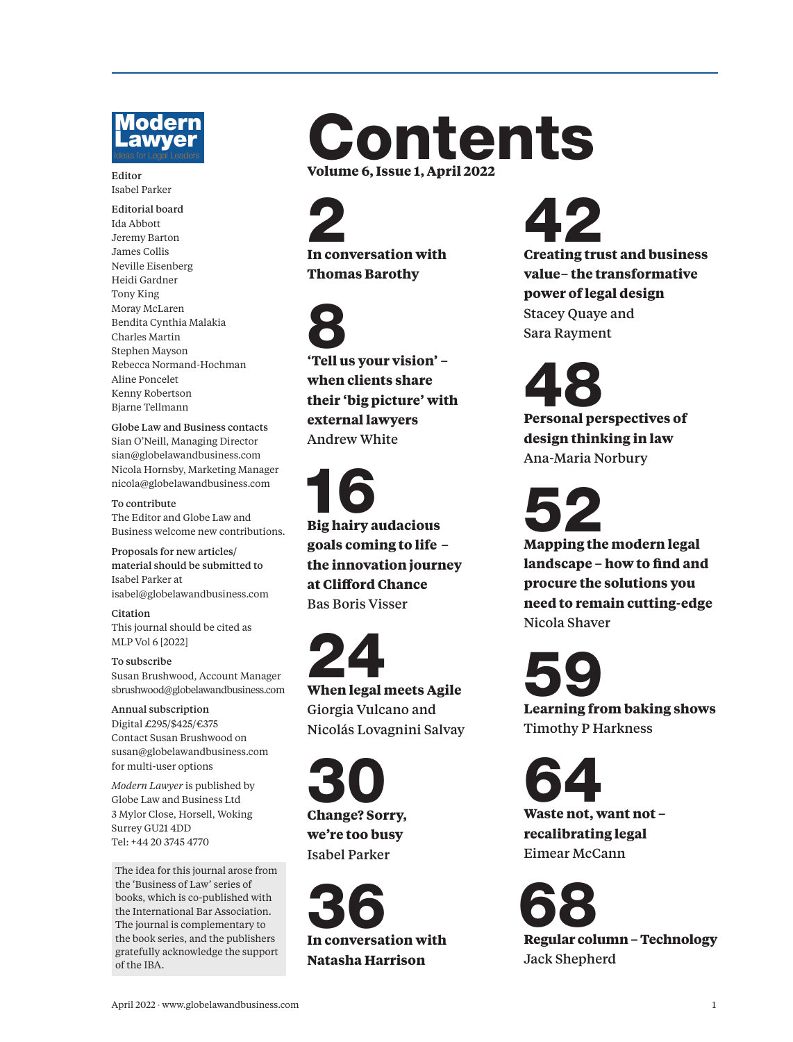**Modern Lawyer**
Ideas for Legal Leaders

Editor
Isabel Parker

Editorial board
Ida Abbott
Jeremy Barton
James Collis
Neville Eisenberg
Heidi Gardner
Tony King
Moray McLaren
Bendita Cynthia Malakia
Charles Martin
Stephen Mayson
Rebecca Normand-Hochman
Aline Poncelet
Kenny Robertson
Bjarne Tellmann

Globe Law and Business contacts
Sian O'Neill, Managing Director
sian@globelawandbusiness.com
Nicola Hornsby, Marketing Manager
nicola@globelawandbusiness.com

To contribute
The Editor and Globe Law and Business welcome new contributions.

Proposals for new articles/material should be submitted to
Isabel Parker at
isabel@globelawandbusiness.com

Citation
This journal should be cited as
MLP Vol 6 [2022]

To subscribe
Susan Brushwood, Account Manager
sbrushwood@globelawandbusiness.com

Annual subscription
Digital £295/$425/€375
Contact Susan Brushwood on
susan@globelawandbusiness.com
for multi-user options

*Modern Lawyer* is published by
Globe Law and Business Ltd
3 Mylor Close, Horsell, Woking
Surrey GU21 4DD
Tel: +44 20 3745 4770

The idea for this journal arose from the 'Business of Law' series of books, which is co-published with the International Bar Association. The journal is complementary to the book series, and the publishers gratefully acknowledge the support of the IBA.

# Contents

**Volume 6, Issue 1, April 2022**

## 2
**In conversation with Thomas Barothy**

## 8
**'Tell us your vision' – when clients share their 'big picture' with external lawyers**
Andrew White

## 16
**Big hairy audacious goals coming to life – the innovation journey at Clifford Chance**
Bas Boris Visser

## 24
**When legal meets Agile**
Giorgia Vulcano and Nicolás Lovagnini Salvay

## 30
**Change? Sorry, we're too busy**
Isabel Parker

## 36
**In conversation with Natasha Harrison**

## 42
**Creating trust and business value– the transformative power of legal design**
Stacey Quaye and Sara Rayment

## 48
**Personal perspectives of design thinking in law**
Ana-Maria Norbury

## 52
**Mapping the modern legal landscape – how to find and procure the solutions you need to remain cutting-edge**
Nicola Shaver

## 59
**Learning from baking shows**
Timothy P Harkness

## 64
**Waste not, want not – recalibrating legal**
Eimear McCann

## 68
**Regular column – Technology**
Jack Shepherd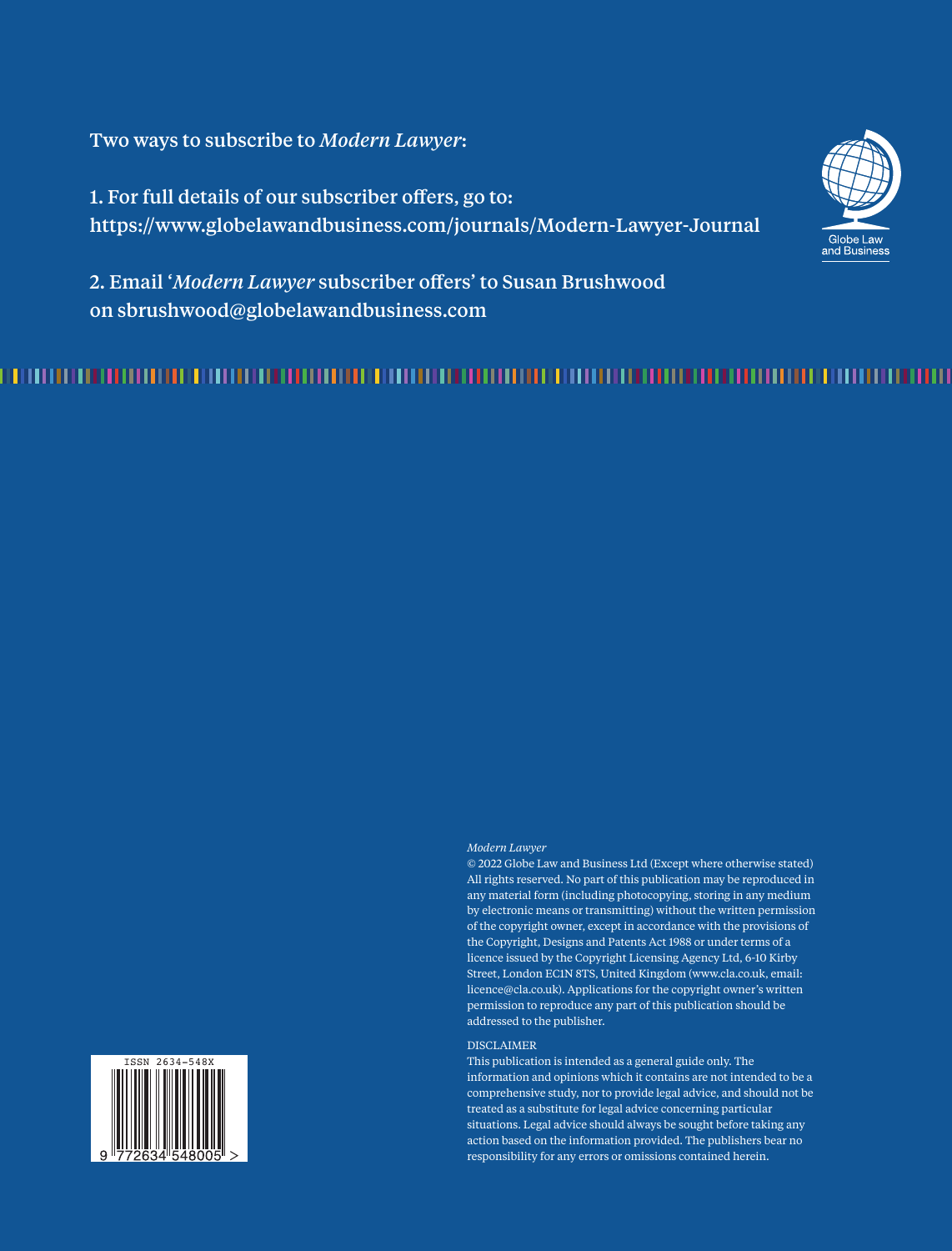Two ways to subscribe to *Modern Lawyer*:

1. For full details of our subscriber offers, go to:
https://www.globelawandbusiness.com/journals/Modern-Lawyer-Journal

2. Email '*Modern Lawyer* subscriber offers' to Susan Brushwood on sbrushwood@globelawandbusiness.com

Globe Law and Business

ISSN 2634-548X

9 772634 548005 >

*Modern Lawyer*
© 2022 Globe Law and Business Ltd (Except where otherwise stated)
All rights reserved. No part of this publication may be reproduced in any material form (including photocopying, storing in any medium by electronic means or transmitting) without the written permission of the copyright owner, except in accordance with the provisions of the Copyright, Designs and Patents Act 1988 or under terms of a licence issued by the Copyright Licensing Agency Ltd, 6-10 Kirby Street, London EC1N 8TS, United Kingdom (www.cla.co.uk, email: licence@cla.co.uk). Applications for the copyright owner's written permission to reproduce any part of this publication should be addressed to the publisher.

DISCLAIMER
This publication is intended as a general guide only. The information and opinions which it contains are not intended to be a comprehensive study, nor to provide legal advice, and should not be treated as a substitute for legal advice concerning particular situations. Legal advice should always be sought before taking any action based on the information provided. The publishers bear no responsibility for any errors or omissions contained herein.